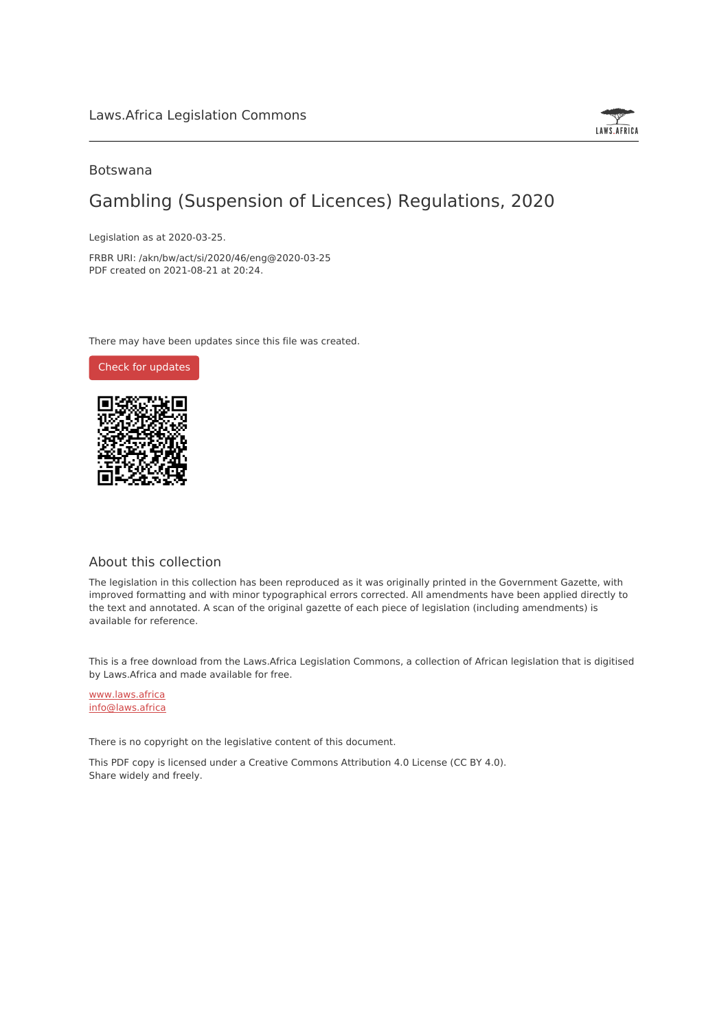Laws.Africa Legislation Commons

Botswana

# Gambling (Suspension of Licences) Regulations, 2020

Legislation as at 2020-03-25.

FRBR URI: /akn/bw/act/si/2020/46/eng@2020-03-25
PDF created on 2021-08-21 at 20:24.

There may have been updates since this file was created.

Check for updates

## About this collection

The legislation in this collection has been reproduced as it was originally printed in the Government Gazette, with improved formatting and with minor typographical errors corrected. All amendments have been applied directly to the text and annotated. A scan of the original gazette of each piece of legislation (including amendments) is available for reference.

This is a free download from the Laws.Africa Legislation Commons, a collection of African legislation that is digitised by Laws.Africa and made available for free.

www.laws.africa
info@laws.africa

There is no copyright on the legislative content of this document.

This PDF copy is licensed under a Creative Commons Attribution 4.0 License (CC BY 4.0).
Share widely and freely.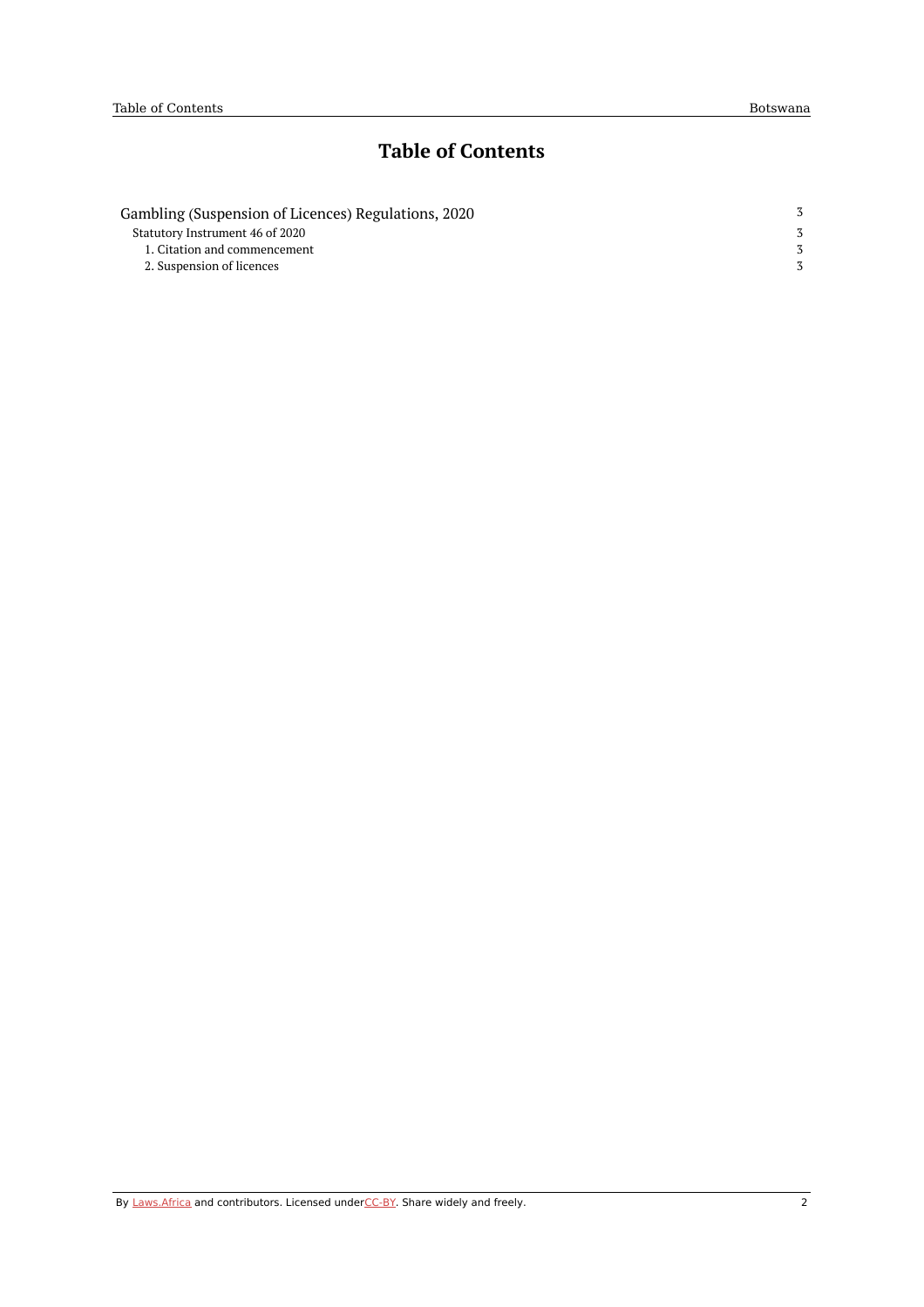# Table of Contents

- Gambling (Suspension of Licences) Regulations, 2020 — 3
  - Statutory Instrument 46 of 2020 — 3
    - 1. Citation and commencement — 3
    - 2. Suspension of licences — 3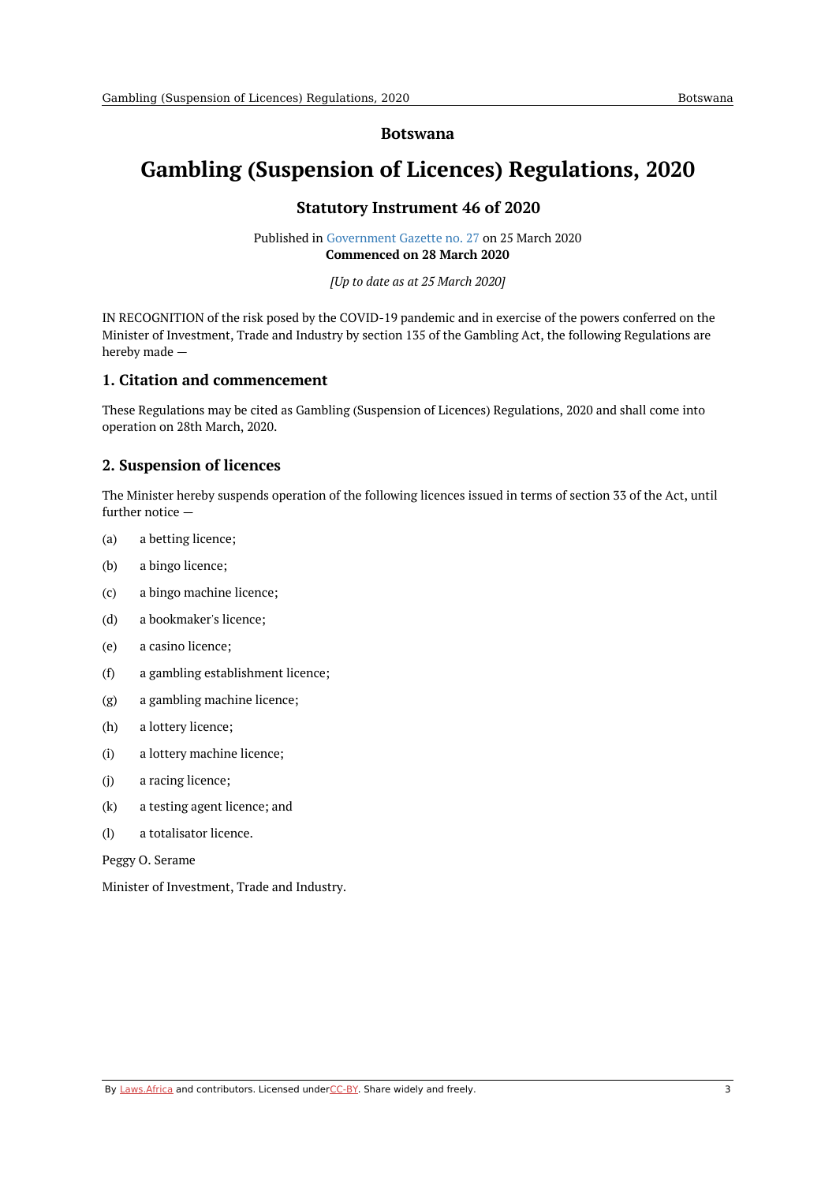**Botswana**

# Gambling (Suspension of Licences) Regulations, 2020

## Statutory Instrument 46 of 2020

Published in Government Gazette no. 27 on 25 March 2020
**Commenced on 28 March 2020**

*[Up to date as at 25 March 2020]*

IN RECOGNITION of the risk posed by the COVID-19 pandemic and in exercise of the powers conferred on the Minister of Investment, Trade and Industry by section 135 of the Gambling Act, the following Regulations are hereby made —

### 1. Citation and commencement

These Regulations may be cited as Gambling (Suspension of Licences) Regulations, 2020 and shall come into operation on 28th March, 2020.

### 2. Suspension of licences

The Minister hereby suspends operation of the following licences issued in terms of section 33 of the Act, until further notice —

(a) a betting licence;

(b) a bingo licence;

(c) a bingo machine licence;

(d) a bookmaker's licence;

(e) a casino licence;

(f) a gambling establishment licence;

(g) a gambling machine licence;

(h) a lottery licence;

(i) a lottery machine licence;

(j) a racing licence;

(k) a testing agent licence; and

(l) a totalisator licence.

Peggy O. Serame

Minister of Investment, Trade and Industry.